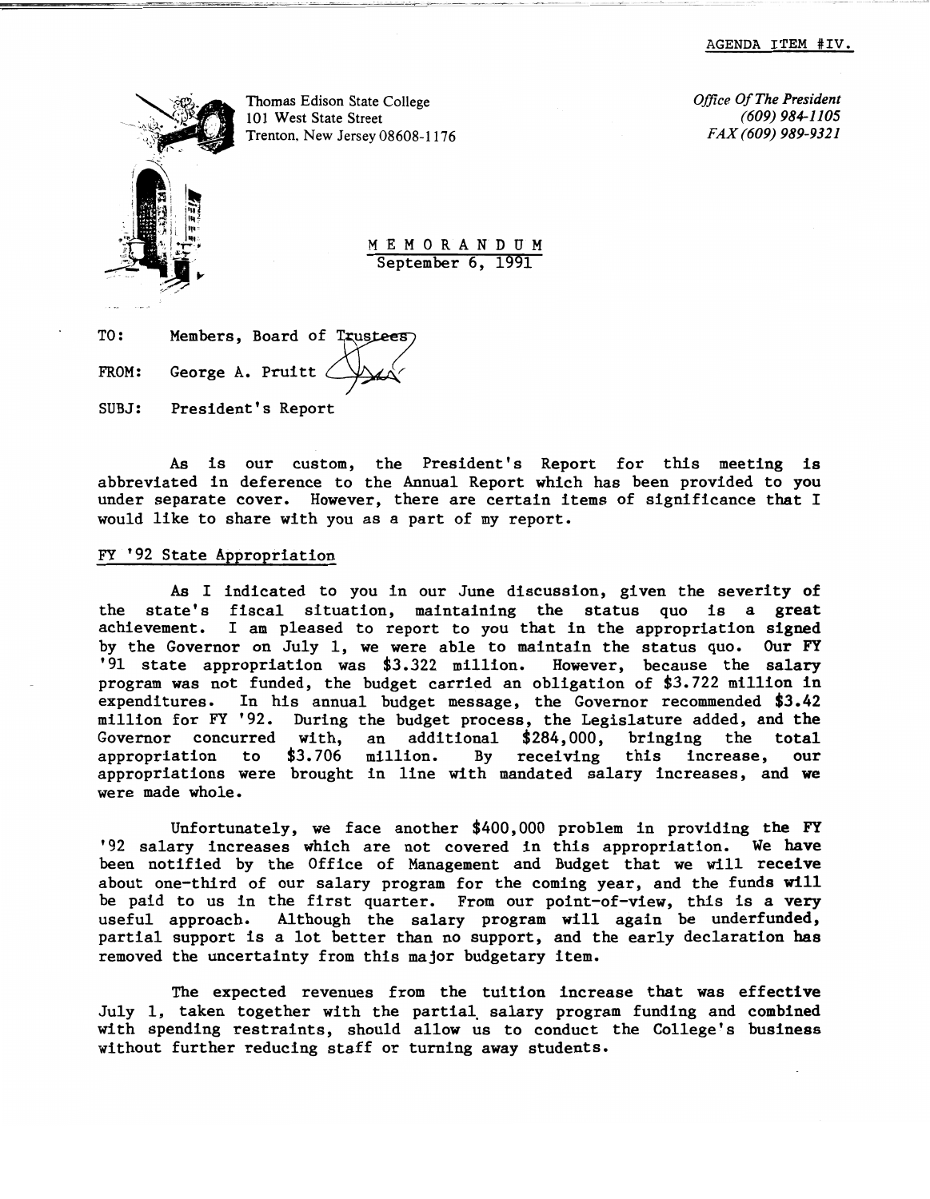AGENDA ITEM #IV.

Thomas Edison State College
101 West State Street
Trenton, New Jersey 08608-1176

*Office Of The President*
*(609) 984-1105*
*FAX (609) 989-9321*

MEMORANDUM
September 6, 1991

TO: Members, Board of Trustees

FROM: George A. Pruitt

SUBJ: President's Report

As is our custom, the President's Report for this meeting is abbreviated in deference to the Annual Report which has been provided to you under separate cover. However, there are certain items of significance that I would like to share with you as a part of my report.

## FY '92 State Appropriation

As I indicated to you in our June discussion, given the severity of the state's fiscal situation, maintaining the status quo is a great achievement. I am pleased to report to you that in the appropriation signed by the Governor on July 1, we were able to maintain the status quo. Our FY '91 state appropriation was $3.322 million. However, because the salary program was not funded, the budget carried an obligation of $3.722 million in expenditures. In his annual budget message, the Governor recommended $3.42 million for FY '92. During the budget process, the Legislature added, and the Governor concurred with, an additional $284,000, bringing the total appropriation to $3.706 million. By receiving this increase, our appropriations were brought in line with mandated salary increases, and we were made whole.

Unfortunately, we face another $400,000 problem in providing the FY '92 salary increases which are not covered in this appropriation. We have been notified by the Office of Management and Budget that we will receive about one-third of our salary program for the coming year, and the funds will be paid to us in the first quarter. From our point-of-view, this is a very useful approach. Although the salary program will again be underfunded, partial support is a lot better than no support, and the early declaration has removed the uncertainty from this major budgetary item.

The expected revenues from the tuition increase that was effective July 1, taken together with the partial salary program funding and combined with spending restraints, should allow us to conduct the College's business without further reducing staff or turning away students.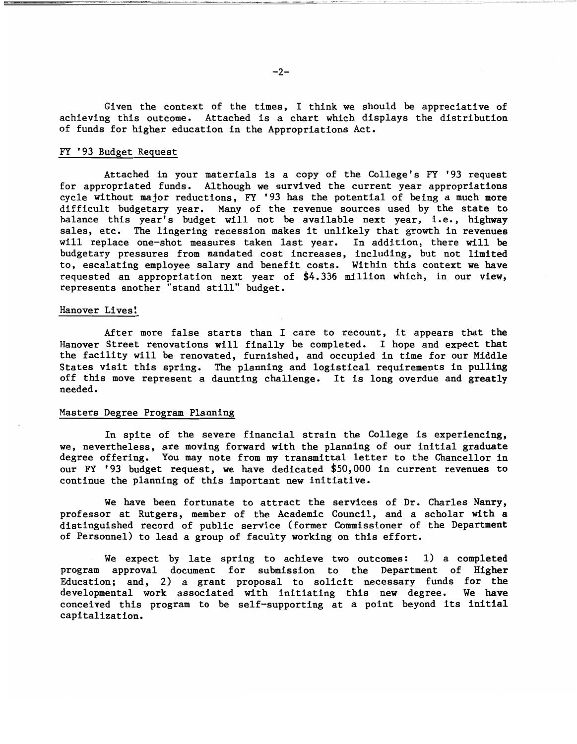Given the context of the times, I think we should be appreciative of achieving this outcome. Attached is a chart which displays the distribution of funds for higher education in the Appropriations Act.

## FY '93 Budget Request

Attached in your materials is a copy of the College's FY '93 request for appropriated funds. Although we survived the current year appropriations cycle without major reductions, FY '93 has the potential of being a much more difficult budgetary year. Many of the revenue sources used by the state to balance this year's budget will not be available next year, i.e., highway sales, etc. The lingering recession makes it unlikely that growth in revenues will replace one-shot measures taken last year. In addition, there will be budgetary pressures from mandated cost increases, including, but not limited to, escalating employee salary and benefit costs. Within this context we have requested an appropriation next year of $4.336 million which, in our view, represents another "stand still" budget.

## Hanover Lives!

After more false starts than I care to recount, it appears that the Hanover Street renovations will finally be completed. I hope and expect that the facility will be renovated, furnished, and occupied in time for our Middle States visit this spring. The planning and logistical requirements in pulling off this move represent a daunting challenge. It is long overdue and greatly needed.

## Masters Degree Program Planning

In spite of the severe financial strain the College is experiencing, we, nevertheless, are moving forward with the planning of our initial graduate degree offering. You may note from my transmittal letter to the Chancellor in our FY '93 budget request, we have dedicated $50,000 in current revenues to continue the planning of this important new initiative.

We have been fortunate to attract the services of Dr. Charles Nanry, professor at Rutgers, member of the Academic Council, and a scholar with a distinguished record of public service (former Commissioner of the Department of Personnel) to lead a group of faculty working on this effort.

We expect by late spring to achieve two outcomes: 1) a completed program approval document for submission to the Department of Higher Education; and, 2) a grant proposal to solicit necessary funds for the developmental work associated with initiating this new degree. We have conceived this program to be self-supporting at a point beyond its initial capitalization.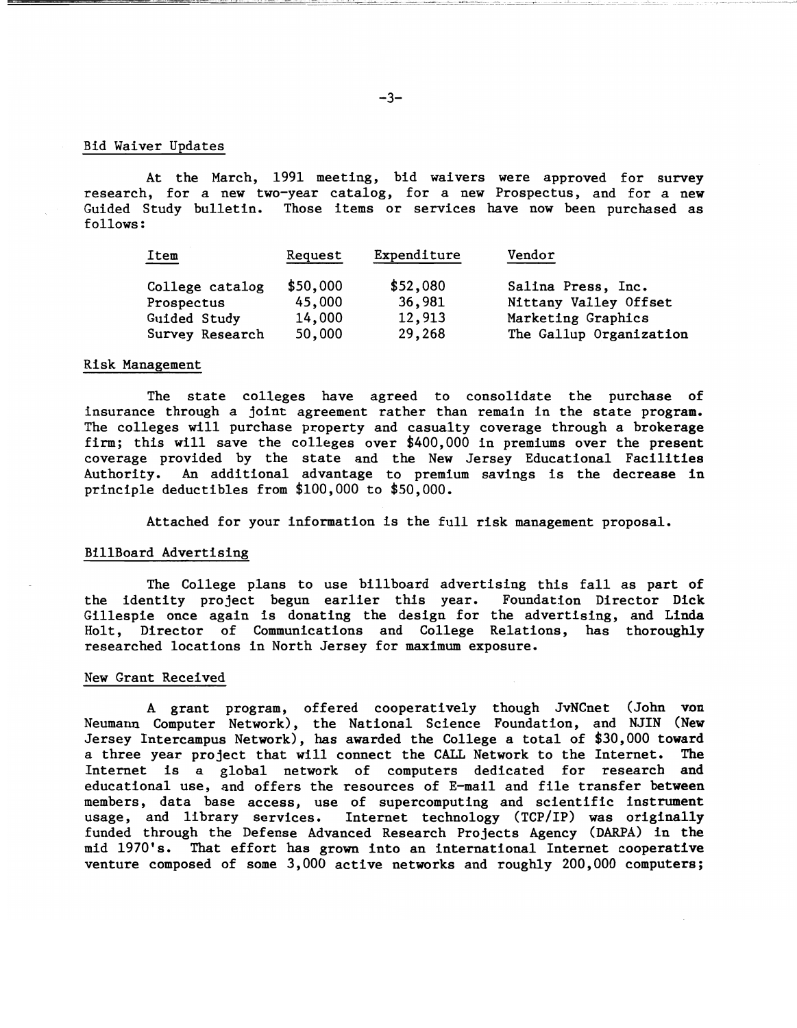## Bid Waiver Updates

At the March, 1991 meeting, bid waivers were approved for survey research, for a new two-year catalog, for a new Prospectus, and for a new Guided Study bulletin. Those items or services have now been purchased as follows:

| Item | Request | Expenditure | Vendor |
|---|---|---|---|
| College catalog | $50,000 | $52,080 | Salina Press, Inc. |
| Prospectus | 45,000 | 36,981 | Nittany Valley Offset |
| Guided Study | 14,000 | 12,913 | Marketing Graphics |
| Survey Research | 50,000 | 29,268 | The Gallup Organization |

## Risk Management

The state colleges have agreed to consolidate the purchase of insurance through a joint agreement rather than remain in the state program. The colleges will purchase property and casualty coverage through a brokerage firm; this will save the colleges over $400,000 in premiums over the present coverage provided by the state and the New Jersey Educational Facilities Authority. An additional advantage to premium savings is the decrease in principle deductibles from $100,000 to $50,000.

Attached for your information is the full risk management proposal.

## BillBoard Advertising

The College plans to use billboard advertising this fall as part of the identity project begun earlier this year. Foundation Director Dick Gillespie once again is donating the design for the advertising, and Linda Holt, Director of Communications and College Relations, has thoroughly researched locations in North Jersey for maximum exposure.

## New Grant Received

A grant program, offered cooperatively though JvNCnet (John von Neumann Computer Network), the National Science Foundation, and NJIN (New Jersey Intercampus Network), has awarded the College a total of $30,000 toward a three year project that will connect the CALL Network to the Internet. The Internet is a global network of computers dedicated for research and educational use, and offers the resources of E-mail and file transfer between members, data base access, use of supercomputing and scientific instrument usage, and library services. Internet technology (TCP/IP) was originally funded through the Defense Advanced Research Projects Agency (DARPA) in the mid 1970's. That effort has grown into an international Internet cooperative venture composed of some 3,000 active networks and roughly 200,000 computers;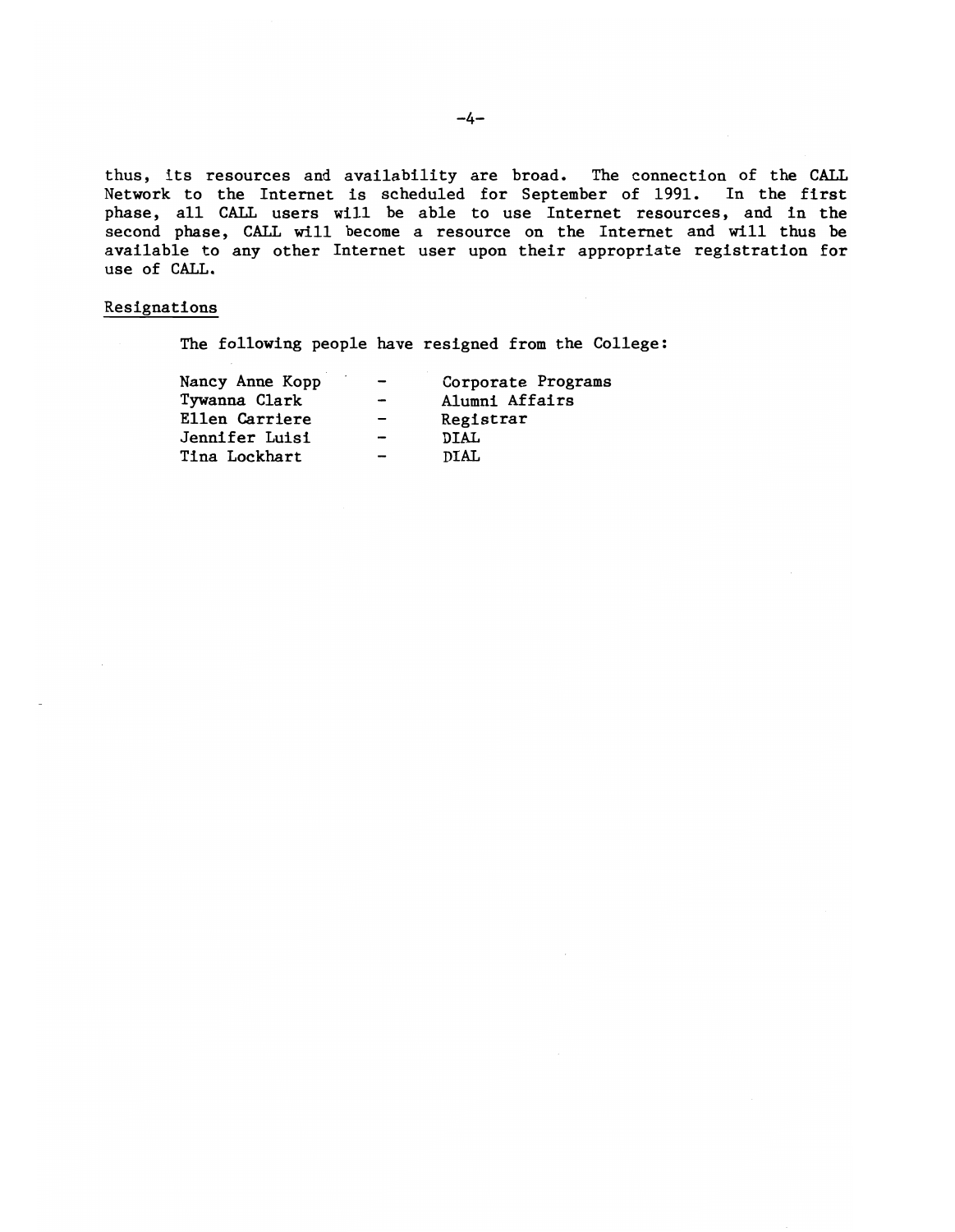thus, its resources and availability are broad. The connection of the CALL Network to the Internet is scheduled for September of 1991. In the first phase, all CALL users will be able to use Internet resources, and in the second phase, CALL will become a resource on the Internet and will thus be available to any other Internet user upon their appropriate registration for use of CALL.

## Resignations

The following people have resigned from the College:

| | | |
|---|---|---|
| Nancy Anne Kopp | - | Corporate Programs |
| Tywanna Clark | - | Alumni Affairs |
| Ellen Carriere | - | Registrar |
| Jennifer Luisi | - | DIAL |
| Tina Lockhart | - | DIAL |